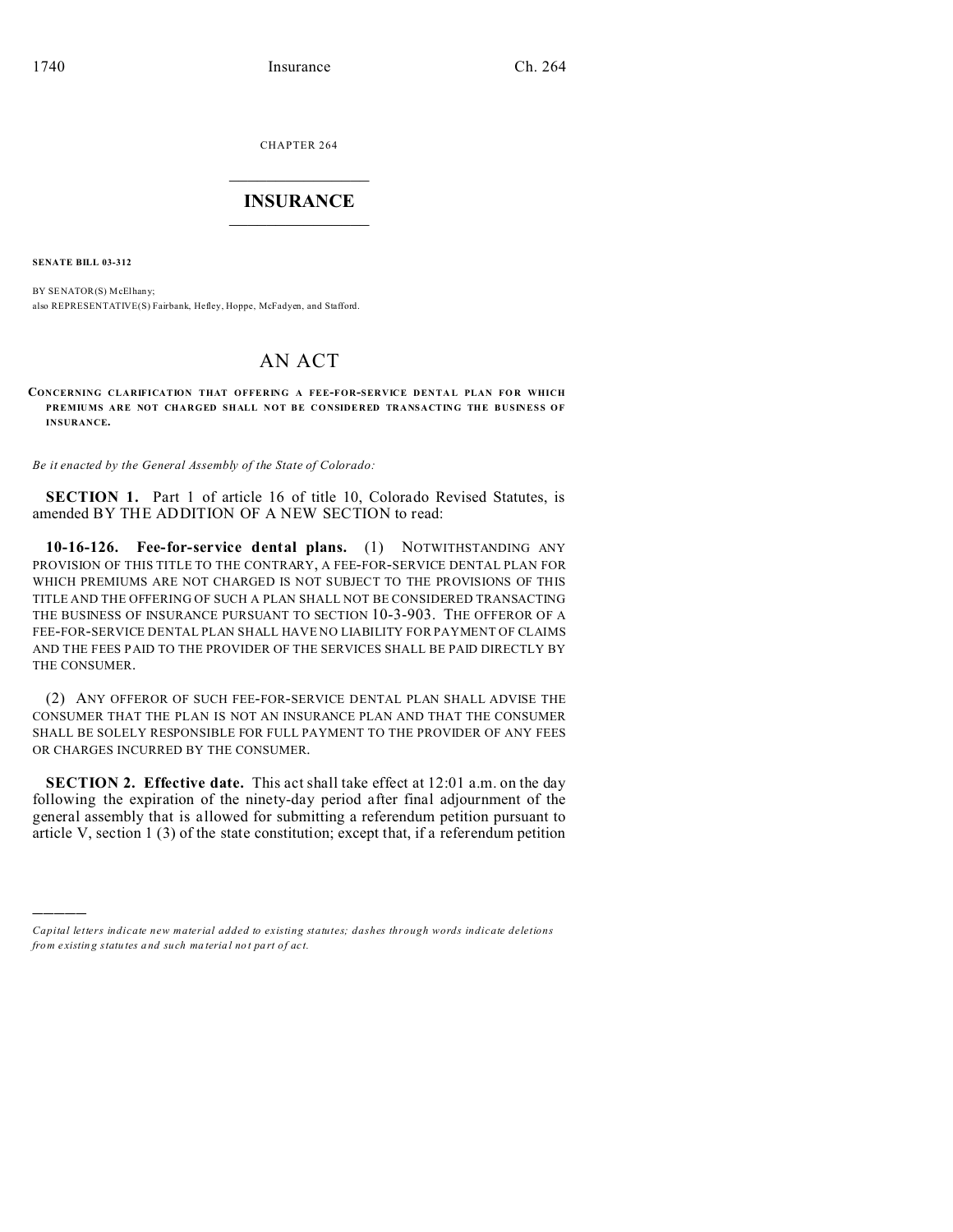CHAPTER 264

# INSURANCE

**SENATE BILL 03-312**

BY SENATOR(S) McElhany;
also REPRESENTATIVE(S) Fairbank, Hefley, Hoppe, McFadyen, and Stafford.

# AN ACT

**CONCERNING CLARIFICATION THAT OFFERING A FEE-FOR-SERVICE DENTAL PLAN FOR WHICH PREMIUMS ARE NOT CHARGED SHALL NOT BE CONSIDERED TRANSACTING THE BUSINESS OF INSURANCE.**

*Be it enacted by the General Assembly of the State of Colorado:*

**SECTION 1.** Part 1 of article 16 of title 10, Colorado Revised Statutes, is amended BY THE ADDITION OF A NEW SECTION to read:

**10-16-126. Fee-for-service dental plans.** (1) NOTWITHSTANDING ANY PROVISION OF THIS TITLE TO THE CONTRARY, A FEE-FOR-SERVICE DENTAL PLAN FOR WHICH PREMIUMS ARE NOT CHARGED IS NOT SUBJECT TO THE PROVISIONS OF THIS TITLE AND THE OFFERING OF SUCH A PLAN SHALL NOT BE CONSIDERED TRANSACTING THE BUSINESS OF INSURANCE PURSUANT TO SECTION 10-3-903. THE OFFEROR OF A FEE-FOR-SERVICE DENTAL PLAN SHALL HAVE NO LIABILITY FOR PAYMENT OF CLAIMS AND THE FEES PAID TO THE PROVIDER OF THE SERVICES SHALL BE PAID DIRECTLY BY THE CONSUMER.

(2) ANY OFFEROR OF SUCH FEE-FOR-SERVICE DENTAL PLAN SHALL ADVISE THE CONSUMER THAT THE PLAN IS NOT AN INSURANCE PLAN AND THAT THE CONSUMER SHALL BE SOLELY RESPONSIBLE FOR FULL PAYMENT TO THE PROVIDER OF ANY FEES OR CHARGES INCURRED BY THE CONSUMER.

**SECTION 2. Effective date.** This act shall take effect at 12:01 a.m. on the day following the expiration of the ninety-day period after final adjournment of the general assembly that is allowed for submitting a referendum petition pursuant to article V, section 1 (3) of the state constitution; except that, if a referendum petition

---

*Capital letters indicate new material added to existing statutes; dashes through words indicate deletions from existing statutes and such material not part of act.*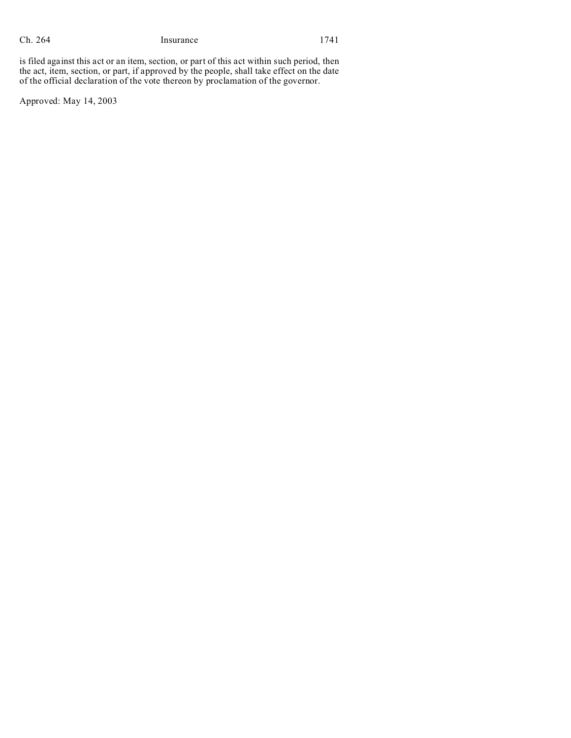is filed against this act or an item, section, or part of this act within such period, then the act, item, section, or part, if approved by the people, shall take effect on the date of the official declaration of the vote thereon by proclamation of the governor.

Approved: May 14, 2003